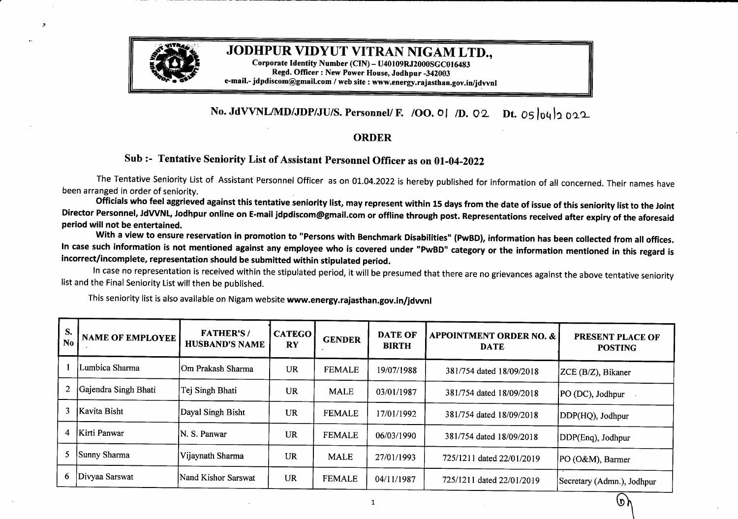# JODHPUR VIDYUT VITRAN NIGAM LTD.,

**Corporate Identity Number (CIN) – U40109RJ2000SGC016483**
**Regd. Officer : New Power House, Jodhpur -342003**
**e-mail.- jdpdiscom@gmail.com / web site : www.energy.rajasthan.gov.in/jdvvnl**

**No. JdVVNL/MD/JDP/JU/S. Personnel/ F. /OO. 01 /D. 02 Dt. 05/04/2022**

## ORDER

### Sub :- Tentative Seniority List of Assistant Personnel Officer as on 01-04-2022

The Tentative Seniority List of Assistant Personnel Officer as on 01.04.2022 is hereby published for information of all concerned. Their names have been arranged in order of seniority.

**Officials who feel aggrieved against this tentative seniority list, may represent within 15 days from the date of issue of this seniority list to the Joint Director Personnel, JdVVNL, Jodhpur online on E-mail jdpdiscom@gmail.com or offline through post. Representations received after expiry of the aforesaid period will not be entertained.**

**With a view to ensure reservation in promotion to "Persons with Benchmark Disabilities" (PwBD), information has been collected from all offices. In case such information is not mentioned against any employee who is covered under "PwBD" category or the information mentioned in this regard is incorrect/incomplete, representation should be submitted within stipulated period.**

In case no representation is received within the stipulated period, it will be presumed that there are no grievances against the above tentative seniority list and the Final Seniority List will then be published.

This seniority list is also available on Nigam website **www.energy.rajasthan.gov.in/jdvvnl**

| S. No | NAME OF EMPLOYEE | FATHER'S / HUSBAND'S NAME | CATEGORY | GENDER | DATE OF BIRTH | APPOINTMENT ORDER NO. & DATE | PRESENT PLACE OF POSTING |
|---|---|---|---|---|---|---|---|
| 1 | Lumbica Sharma | Om Prakash Sharma | UR | FEMALE | 19/07/1988 | 381/754 dated 18/09/2018 | ZCE (B/Z), Bikaner |
| 2 | Gajendra Singh Bhati | Tej Singh Bhati | UR | MALE | 03/01/1987 | 381/754 dated 18/09/2018 | PO (DC), Jodhpur |
| 3 | Kavita Bisht | Dayal Singh Bisht | UR | FEMALE | 17/01/1992 | 381/754 dated 18/09/2018 | DDP(HQ), Jodhpur |
| 4 | Kirti Panwar | N. S. Panwar | UR | FEMALE | 06/03/1990 | 381/754 dated 18/09/2018 | DDP(Enq), Jodhpur |
| 5 | Sunny Sharma | Vijaynath Sharma | UR | MALE | 27/01/1993 | 725/1211 dated 22/01/2019 | PO (O&M), Barmer |
| 6 | Divyaa Sarswat | Nand Kishor Sarswat | UR | FEMALE | 04/11/1987 | 725/1211 dated 22/01/2019 | Secretary (Admn.), Jodhpur |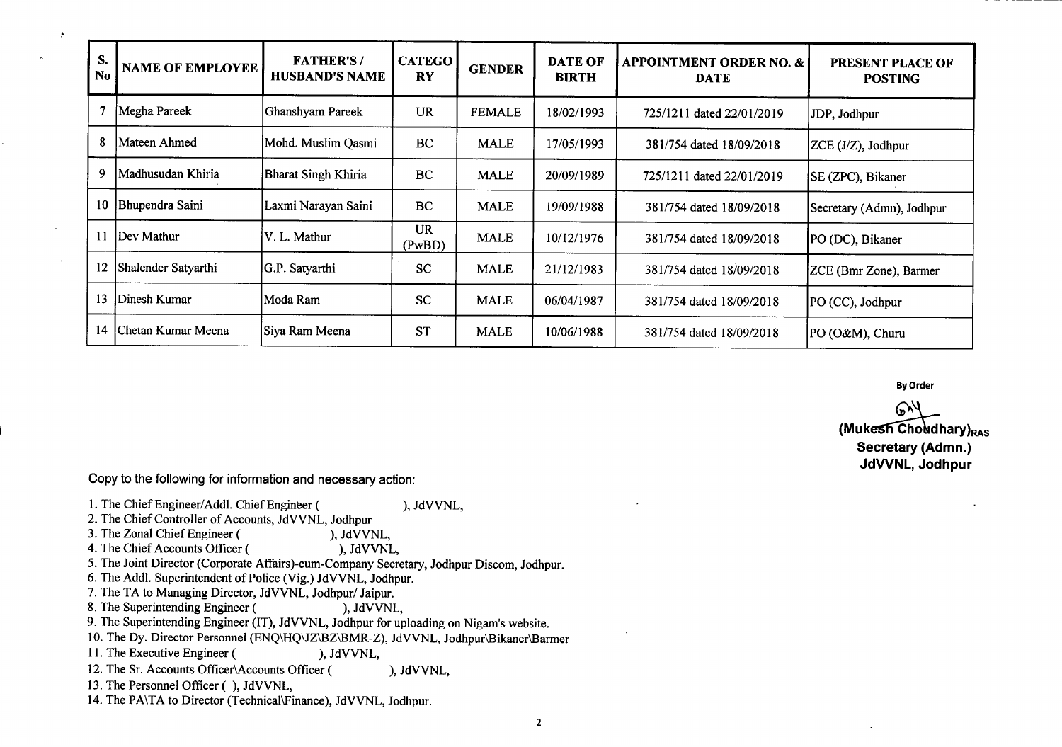| S. No | NAME OF EMPLOYEE | FATHER'S / HUSBAND'S NAME | CATEGORY | GENDER | DATE OF BIRTH | APPOINTMENT ORDER NO. & DATE | PRESENT PLACE OF POSTING |
|---|---|---|---|---|---|---|---|
| 7 | Megha Pareek | Ghanshyam Pareek | UR | FEMALE | 18/02/1993 | 725/1211 dated 22/01/2019 | JDP, Jodhpur |
| 8 | Mateen Ahmed | Mohd. Muslim Qasmi | BC | MALE | 17/05/1993 | 381/754 dated 18/09/2018 | ZCE (J/Z), Jodhpur |
| 9 | Madhusudan Khiria | Bharat Singh Khiria | BC | MALE | 20/09/1989 | 725/1211 dated 22/01/2019 | SE (ZPC), Bikaner |
| 10 | Bhupendra Saini | Laxmi Narayan Saini | BC | MALE | 19/09/1988 | 381/754 dated 18/09/2018 | Secretary (Admn), Jodhpur |
| 11 | Dev Mathur | V. L. Mathur | UR (PwBD) | MALE | 10/12/1976 | 381/754 dated 18/09/2018 | PO (DC), Bikaner |
| 12 | Shalender Satyarthi | G.P. Satyarthi | SC | MALE | 21/12/1983 | 381/754 dated 18/09/2018 | ZCE (Bmr Zone), Barmer |
| 13 | Dinesh Kumar | Moda Ram | SC | MALE | 06/04/1987 | 381/754 dated 18/09/2018 | PO (CC), Jodhpur |
| 14 | Chetan Kumar Meena | Siya Ram Meena | ST | MALE | 10/06/1988 | 381/754 dated 18/09/2018 | PO (O&M), Churu |

**By Order**

**(Mukesh Choudhary)RAS**
**Secretary (Admn.)**
**JdVVNL, Jodhpur**

Copy to the following for information and necessary action:

1. The Chief Engineer/Addl. Chief Engineer ( ), JdVVNL,
2. The Chief Controller of Accounts, JdVVNL, Jodhpur
3. The Zonal Chief Engineer ( ), JdVVNL,
4. The Chief Accounts Officer ( ), JdVVNL,
5. The Joint Director (Corporate Affairs)-cum-Company Secretary, Jodhpur Discom, Jodhpur.
6. The Addl. Superintendent of Police (Vig.) JdVVNL, Jodhpur.
7. The TA to Managing Director, JdVVNL, Jodhpur/ Jaipur.
8. The Superintending Engineer ( ), JdVVNL,
9. The Superintending Engineer (IT), JdVVNL, Jodhpur for uploading on Nigam's website.
10. The Dy. Director Personnel (ENQ\HQ\JZ\BZ\BMR-Z), JdVVNL, Jodhpur\Bikaner\Barmer
11. The Executive Engineer ( ), JdVVNL,
12. The Sr. Accounts Officer\Accounts Officer ( ), JdVVNL,
13. The Personnel Officer ( ), JdVVNL,
14. The PA\TA to Director (Technical\Finance), JdVVNL, Jodhpur.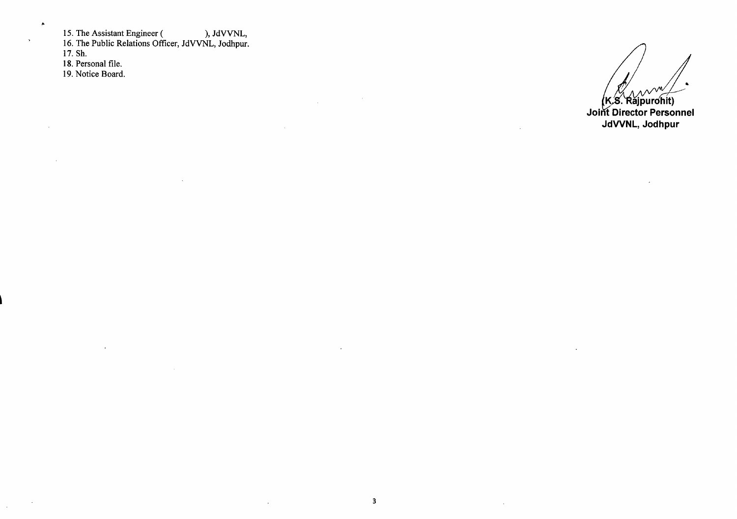15. The Assistant Engineer (              ), JdVVNL,
16. The Public Relations Officer, JdVVNL, Jodhpur.
17. Sh.
18. Personal file.
19. Notice Board.

**(K.S. Rajpurohit)**
**Joint Director Personnel**
**JdVVNL, Jodhpur**